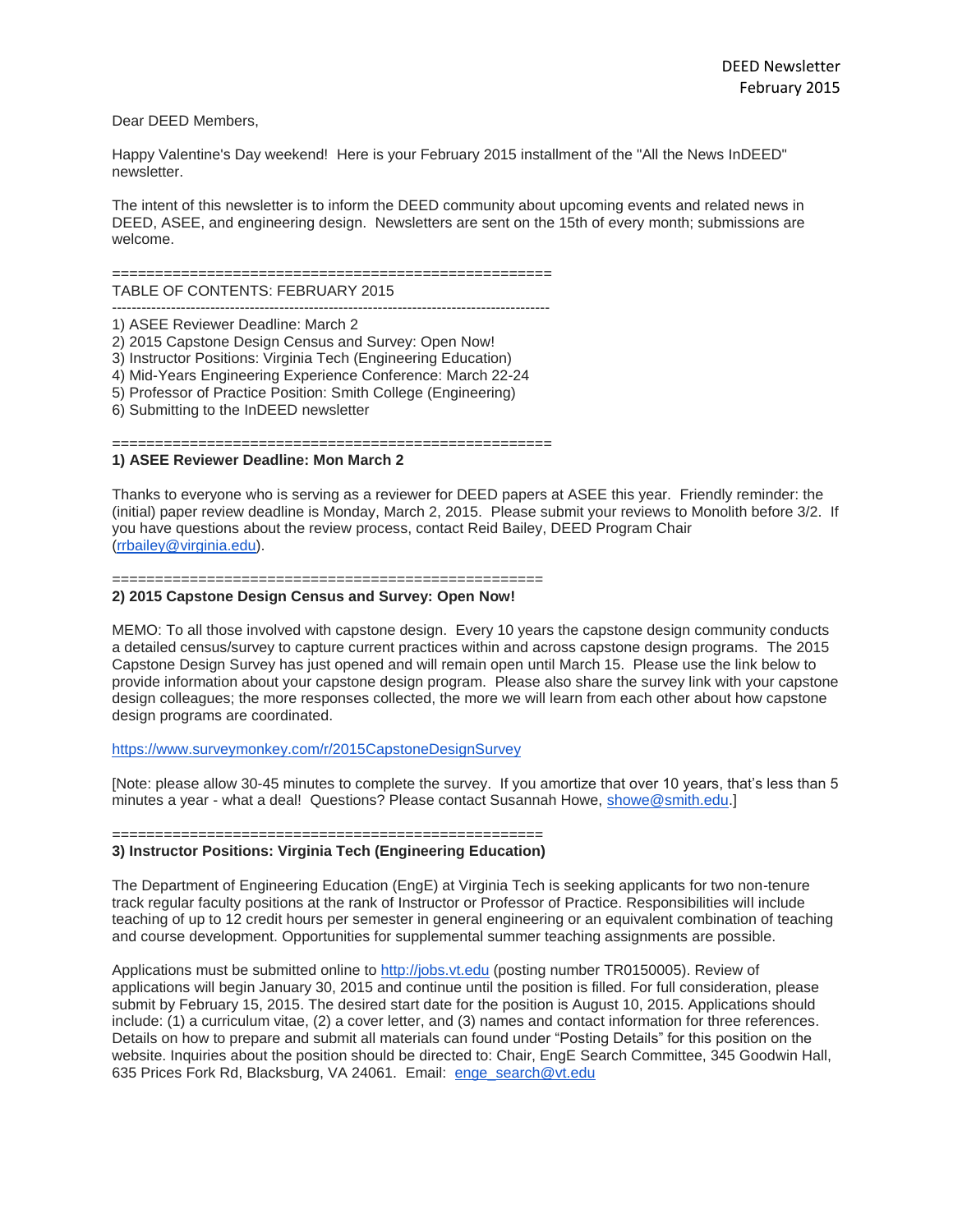DEED Newsletter
February 2015

Dear DEED Members,

Happy Valentine's Day weekend! Here is your February 2015 installment of the "All the News InDEED" newsletter.

The intent of this newsletter is to inform the DEED community about upcoming events and related news in DEED, ASEE, and engineering design. Newsletters are sent on the 15th of every month; submissions are welcome.

==================================================

TABLE OF CONTENTS: FEBRUARY 2015

-----------------------------------------------------------------------------------------

1) ASEE Reviewer Deadline: March 2
2) 2015 Capstone Design Census and Survey: Open Now!
3) Instructor Positions: Virginia Tech (Engineering Education)
4) Mid-Years Engineering Experience Conference: March 22-24
5) Professor of Practice Position: Smith College (Engineering)
6) Submitting to the InDEED newsletter

==================================================

**1) ASEE Reviewer Deadline: Mon March 2**

Thanks to everyone who is serving as a reviewer for DEED papers at ASEE this year. Friendly reminder: the (initial) paper review deadline is Monday, March 2, 2015. Please submit your reviews to Monolith before 3/2. If you have questions about the review process, contact Reid Bailey, DEED Program Chair (rrbailey@virginia.edu).

==================================================

**2) 2015 Capstone Design Census and Survey: Open Now!**

MEMO: To all those involved with capstone design. Every 10 years the capstone design community conducts a detailed census/survey to capture current practices within and across capstone design programs. The 2015 Capstone Design Survey has just opened and will remain open until March 15. Please use the link below to provide information about your capstone design program. Please also share the survey link with your capstone design colleagues; the more responses collected, the more we will learn from each other about how capstone design programs are coordinated.

https://www.surveymonkey.com/r/2015CapstoneDesignSurvey

[Note: please allow 30-45 minutes to complete the survey. If you amortize that over 10 years, that's less than 5 minutes a year - what a deal! Questions? Please contact Susannah Howe, showe@smith.edu.]

==================================================

**3) Instructor Positions: Virginia Tech (Engineering Education)**

The Department of Engineering Education (EngE) at Virginia Tech is seeking applicants for two non-tenure track regular faculty positions at the rank of Instructor or Professor of Practice. Responsibilities will include teaching of up to 12 credit hours per semester in general engineering or an equivalent combination of teaching and course development. Opportunities for supplemental summer teaching assignments are possible.

Applications must be submitted online to http://jobs.vt.edu (posting number TR0150005). Review of applications will begin January 30, 2015 and continue until the position is filled. For full consideration, please submit by February 15, 2015. The desired start date for the position is August 10, 2015. Applications should include: (1) a curriculum vitae, (2) a cover letter, and (3) names and contact information for three references. Details on how to prepare and submit all materials can found under "Posting Details" for this position on the website. Inquiries about the position should be directed to: Chair, EngE Search Committee, 345 Goodwin Hall, 635 Prices Fork Rd, Blacksburg, VA 24061. Email: enge_search@vt.edu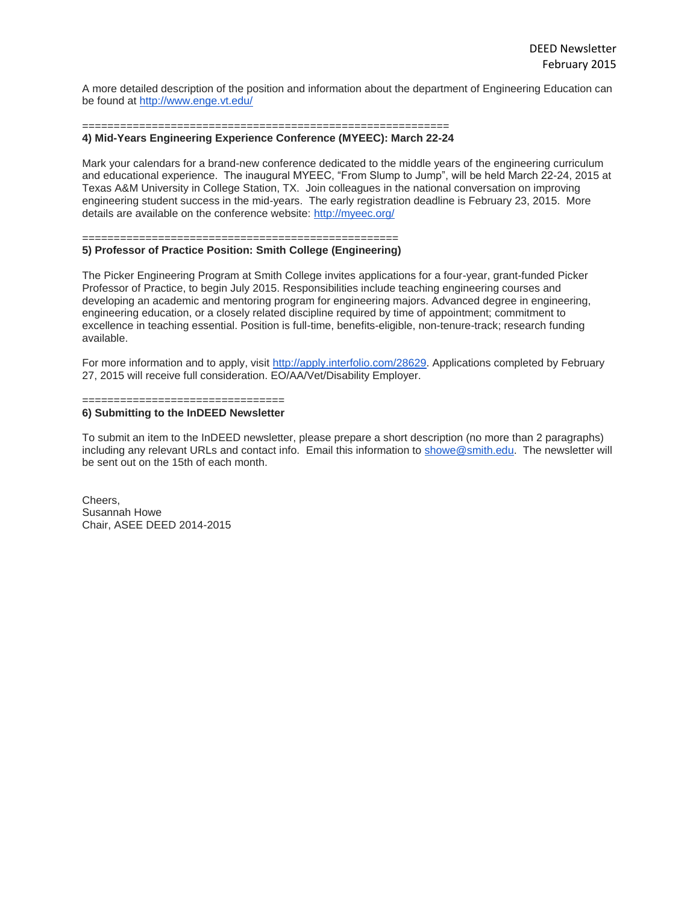A more detailed description of the position and information about the department of Engineering Education can be found at http://www.enge.vt.edu/

==========================================================

**4) Mid-Years Engineering Experience Conference (MYEEC): March 22-24**

Mark your calendars for a brand-new conference dedicated to the middle years of the engineering curriculum and educational experience. The inaugural MYEEC, "From Slump to Jump", will be held March 22-24, 2015 at Texas A&M University in College Station, TX. Join colleagues in the national conversation on improving engineering student success in the mid-years. The early registration deadline is February 23, 2015. More details are available on the conference website: http://myeec.org/

==================================================

**5) Professor of Practice Position: Smith College (Engineering)**

The Picker Engineering Program at Smith College invites applications for a four-year, grant-funded Picker Professor of Practice, to begin July 2015. Responsibilities include teaching engineering courses and developing an academic and mentoring program for engineering majors. Advanced degree in engineering, engineering education, or a closely related discipline required by time of appointment; commitment to excellence in teaching essential. Position is full-time, benefits-eligible, non-tenure-track; research funding available.

For more information and to apply, visit http://apply.interfolio.com/28629. Applications completed by February 27, 2015 will receive full consideration. EO/AA/Vet/Disability Employer.

================================

**6) Submitting to the InDEED Newsletter**

To submit an item to the InDEED newsletter, please prepare a short description (no more than 2 paragraphs) including any relevant URLs and contact info. Email this information to showe@smith.edu. The newsletter will be sent out on the 15th of each month.

Cheers,
Susannah Howe
Chair, ASEE DEED 2014-2015